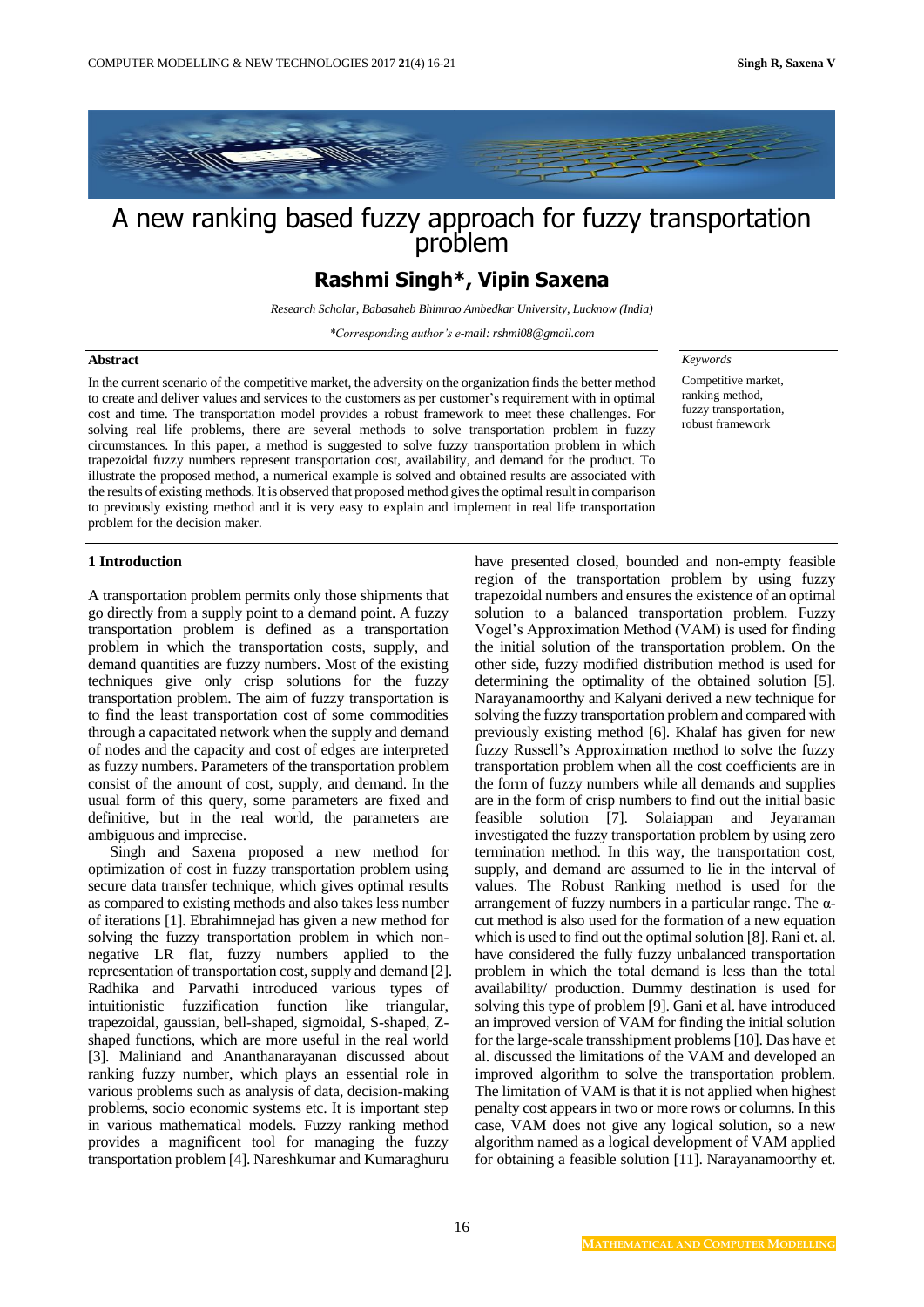# A new ranking based fuzzy approach for fuzzy transportation problem

## Rashmi Singh*, Vipin Saxena

*Research Scholar, Babasaheb Bhimrao Ambedkar University, Lucknow (India)*

*\*Corresponding author's e-mail: rshmi08@gmail.com*

**Abstract**

In the current scenario of the competitive market, the adversity on the organization finds the better method to create and deliver values and services to the customers as per customer's requirement with in optimal cost and time. The transportation model provides a robust framework to meet these challenges. For solving real life problems, there are several methods to solve transportation problem in fuzzy circumstances. In this paper, a method is suggested to solve fuzzy transportation problem in which trapezoidal fuzzy numbers represent transportation cost, availability, and demand for the product. To illustrate the proposed method, a numerical example is solved and obtained results are associated with the results of existing methods. It is observed that proposed method gives the optimal result in comparison to previously existing method and it is very easy to explain and implement in real life transportation problem for the decision maker.

*Keywords*

Competitive market, ranking method, fuzzy transportation, robust framework

### 1 Introduction

A transportation problem permits only those shipments that go directly from a supply point to a demand point. A fuzzy transportation problem is defined as a transportation problem in which the transportation costs, supply, and demand quantities are fuzzy numbers. Most of the existing techniques give only crisp solutions for the fuzzy transportation problem. The aim of fuzzy transportation is to find the least transportation cost of some commodities through a capacitated network when the supply and demand of nodes and the capacity and cost of edges are interpreted as fuzzy numbers. Parameters of the transportation problem consist of the amount of cost, supply, and demand. In the usual form of this query, some parameters are fixed and definitive, but in the real world, the parameters are ambiguous and imprecise.

Singh and Saxena proposed a new method for optimization of cost in fuzzy transportation problem using secure data transfer technique, which gives optimal results as compared to existing methods and also takes less number of iterations [1]. Ebrahimnejad has given a new method for solving the fuzzy transportation problem in which non-negative LR flat, fuzzy numbers applied to the representation of transportation cost, supply and demand [2]. Radhika and Parvathi introduced various types of intuitionistic fuzzification function like triangular, trapezoidal, gaussian, bell-shaped, sigmoidal, S-shaped, Z-shaped functions, which are more useful in the real world [3]. Maliniand and Ananthanarayanan discussed about ranking fuzzy number, which plays an essential role in various problems such as analysis of data, decision-making problems, socio economic systems etc. It is important step in various mathematical models. Fuzzy ranking method provides a magnificent tool for managing the fuzzy transportation problem [4]. Nareshkumar and Kumaraghuru have presented closed, bounded and non-empty feasible region of the transportation problem by using fuzzy trapezoidal numbers and ensures the existence of an optimal solution to a balanced transportation problem. Fuzzy Vogel's Approximation Method (VAM) is used for finding the initial solution of the transportation problem. On the other side, fuzzy modified distribution method is used for determining the optimality of the obtained solution [5]. Narayanamoorthy and Kalyani derived a new technique for solving the fuzzy transportation problem and compared with previously existing method [6]. Khalaf has given for new fuzzy Russell's Approximation method to solve the fuzzy transportation problem when all the cost coefficients are in the form of fuzzy numbers while all demands and supplies are in the form of crisp numbers to find out the initial basic feasible solution [7]. Solaiappan and Jeyaraman investigated the fuzzy transportation problem by using zero termination method. In this way, the transportation cost, supply, and demand are assumed to lie in the interval of values. The Robust Ranking method is used for the arrangement of fuzzy numbers in a particular range. The α-cut method is also used for the formation of a new equation which is used to find out the optimal solution [8]. Rani et. al. have considered the fully fuzzy unbalanced transportation problem in which the total demand is less than the total availability/ production. Dummy destination is used for solving this type of problem [9]. Gani et al. have introduced an improved version of VAM for finding the initial solution for the large-scale transshipment problems [10]. Das have et al. discussed the limitations of the VAM and developed an improved algorithm to solve the transportation problem. The limitation of VAM is that it is not applied when highest penalty cost appears in two or more rows or columns. In this case, VAM does not give any logical solution, so a new algorithm named as a logical development of VAM applied for obtaining a feasible solution [11]. Narayanamoorthy et.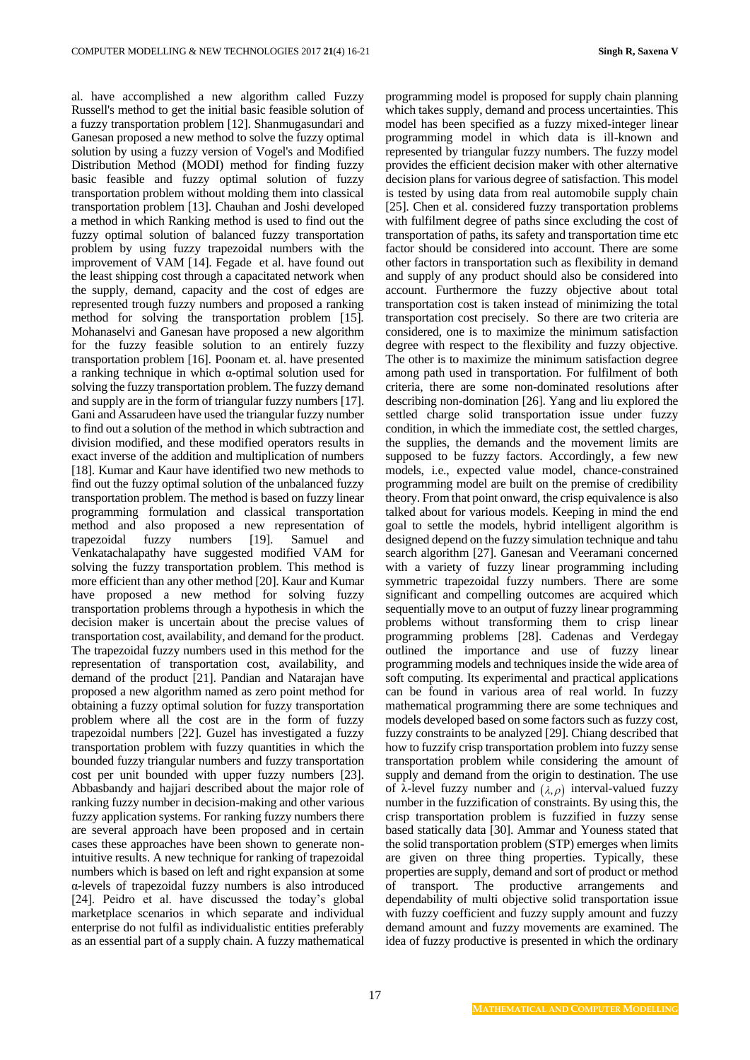al. have accomplished a new algorithm called Fuzzy Russell's method to get the initial basic feasible solution of a fuzzy transportation problem [12]. Shanmugasundari and Ganesan proposed a new method to solve the fuzzy optimal solution by using a fuzzy version of Vogel's and Modified Distribution Method (MODI) method for finding fuzzy basic feasible and fuzzy optimal solution of fuzzy transportation problem without molding them into classical transportation problem [13]. Chauhan and Joshi developed a method in which Ranking method is used to find out the fuzzy optimal solution of balanced fuzzy transportation problem by using fuzzy trapezoidal numbers with the improvement of VAM [14]. Fegade et al. have found out the least shipping cost through a capacitated network when the supply, demand, capacity and the cost of edges are represented trough fuzzy numbers and proposed a ranking method for solving the transportation problem [15]. Mohanaselvi and Ganesan have proposed a new algorithm for the fuzzy feasible solution to an entirely fuzzy transportation problem [16]. Poonam et. al. have presented a ranking technique in which α-optimal solution used for solving the fuzzy transportation problem. The fuzzy demand and supply are in the form of triangular fuzzy numbers [17]. Gani and Assarudeen have used the triangular fuzzy number to find out a solution of the method in which subtraction and division modified, and these modified operators results in exact inverse of the addition and multiplication of numbers [18]. Kumar and Kaur have identified two new methods to find out the fuzzy optimal solution of the unbalanced fuzzy transportation problem. The method is based on fuzzy linear programming formulation and classical transportation method and also proposed a new representation of trapezoidal fuzzy numbers [19]. Samuel and Venkatachalapathy have suggested modified VAM for solving the fuzzy transportation problem. This method is more efficient than any other method [20]. Kaur and Kumar have proposed a new method for solving fuzzy transportation problems through a hypothesis in which the decision maker is uncertain about the precise values of transportation cost, availability, and demand for the product. The trapezoidal fuzzy numbers used in this method for the representation of transportation cost, availability, and demand of the product [21]. Pandian and Natarajan have proposed a new algorithm named as zero point method for obtaining a fuzzy optimal solution for fuzzy transportation problem where all the cost are in the form of fuzzy trapezoidal numbers [22]. Guzel has investigated a fuzzy transportation problem with fuzzy quantities in which the bounded fuzzy triangular numbers and fuzzy transportation cost per unit bounded with upper fuzzy numbers [23]. Abbasbandy and hajjari described about the major role of ranking fuzzy number in decision-making and other various fuzzy application systems. For ranking fuzzy numbers there are several approach have been proposed and in certain cases these approaches have been shown to generate non-intuitive results. A new technique for ranking of trapezoidal numbers which is based on left and right expansion at some α-levels of trapezoidal fuzzy numbers is also introduced [24]. Peidro et al. have discussed the today's global marketplace scenarios in which separate and individual enterprise do not fulfil as individualistic entities preferably as an essential part of a supply chain. A fuzzy mathematical programming model is proposed for supply chain planning which takes supply, demand and process uncertainties. This model has been specified as a fuzzy mixed-integer linear programming model in which data is ill-known and represented by triangular fuzzy numbers. The fuzzy model provides the efficient decision maker with other alternative decision plans for various degree of satisfaction. This model is tested by using data from real automobile supply chain [25]. Chen et al. considered fuzzy transportation problems with fulfilment degree of paths since excluding the cost of transportation of paths, its safety and transportation time etc factor should be considered into account. There are some other factors in transportation such as flexibility in demand and supply of any product should also be considered into account. Furthermore the fuzzy objective about total transportation cost is taken instead of minimizing the total transportation cost precisely. So there are two criteria are considered, one is to maximize the minimum satisfaction degree with respect to the flexibility and fuzzy objective. The other is to maximize the minimum satisfaction degree among path used in transportation. For fulfilment of both criteria, there are some non-dominated resolutions after describing non-domination [26]. Yang and liu explored the settled charge solid transportation issue under fuzzy condition, in which the immediate cost, the settled charges, the supplies, the demands and the movement limits are supposed to be fuzzy factors. Accordingly, a few new models, i.e., expected value model, chance-constrained programming model are built on the premise of credibility theory. From that point onward, the crisp equivalence is also talked about for various models. Keeping in mind the end goal to settle the models, hybrid intelligent algorithm is designed depend on the fuzzy simulation technique and tahu search algorithm [27]. Ganesan and Veeramani concerned with a variety of fuzzy linear programming including symmetric trapezoidal fuzzy numbers. There are some significant and compelling outcomes are acquired which sequentially move to an output of fuzzy linear programming problems without transforming them to crisp linear programming problems [28]. Cadenas and Verdegay outlined the importance and use of fuzzy linear programming models and techniques inside the wide area of soft computing. Its experimental and practical applications can be found in various area of real world. In fuzzy mathematical programming there are some techniques and models developed based on some factors such as fuzzy cost, fuzzy constraints to be analyzed [29]. Chiang described that how to fuzzify crisp transportation problem into fuzzy sense transportation problem while considering the amount of supply and demand from the origin to destination. The use of λ-level fuzzy number and $(\lambda, \rho)$ interval-valued fuzzy number in the fuzzification of constraints. By using this, the crisp transportation problem is fuzzified in fuzzy sense based statically data [30]. Ammar and Youness stated that the solid transportation problem (STP) emerges when limits are given on three thing properties. Typically, these properties are supply, demand and sort of product or method of transport. The productive arrangements and dependability of multi objective solid transportation issue with fuzzy coefficient and fuzzy supply amount and fuzzy demand amount and fuzzy movements are examined. The idea of fuzzy productive is presented in which the ordinary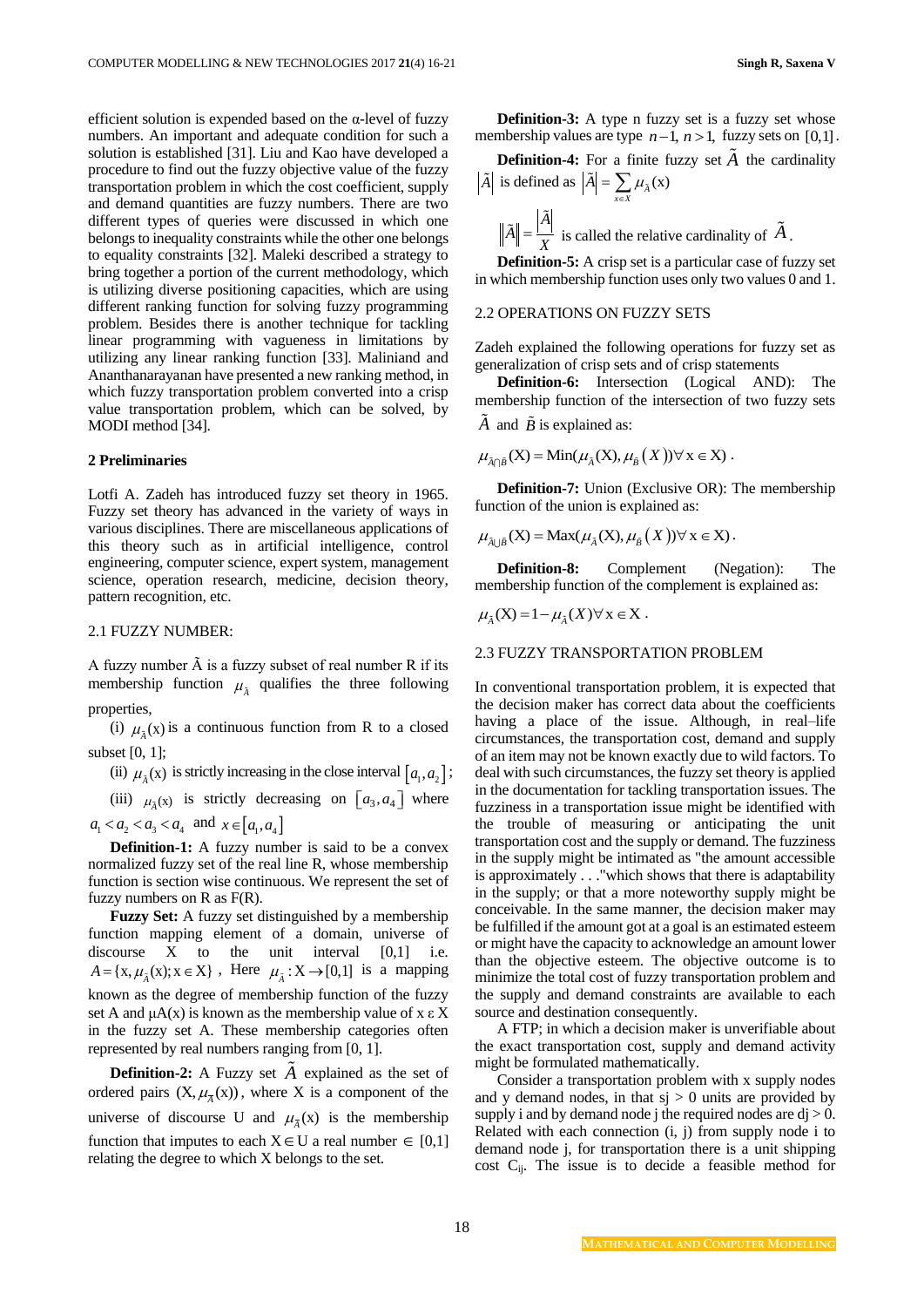efficient solution is expended based on the α-level of fuzzy numbers. An important and adequate condition for such a solution is established [31]. Liu and Kao have developed a procedure to find out the fuzzy objective value of the fuzzy transportation problem in which the cost coefficient, supply and demand quantities are fuzzy numbers. There are two different types of queries were discussed in which one belongs to inequality constraints while the other one belongs to equality constraints [32]. Maleki described a strategy to bring together a portion of the current methodology, which is utilizing diverse positioning capacities, which are using different ranking function for solving fuzzy programming problem. Besides there is another technique for tackling linear programming with vagueness in limitations by utilizing any linear ranking function [33]. Maliniand and Ananthanarayanan have presented a new ranking method, in which fuzzy transportation problem converted into a crisp value transportation problem, which can be solved, by MODI method [34].

## 2 Preliminaries

Lotfi A. Zadeh has introduced fuzzy set theory in 1965. Fuzzy set theory has advanced in the variety of ways in various disciplines. There are miscellaneous applications of this theory such as in artificial intelligence, control engineering, computer science, expert system, management science, operation research, medicine, decision theory, pattern recognition, etc.

### 2.1 FUZZY NUMBER:

A fuzzy number $\tilde{A}$ is a fuzzy subset of real number R if its membership function $\mu_{\tilde{A}}$ qualifies the three following properties,

(i) $\mu_{\tilde{A}}(\mathrm{x})$ is a continuous function from R to a closed subset [0, 1];

(ii) $\mu_{\tilde{A}}(\mathrm{x})$ is strictly increasing in the close interval $[a_1, a_2]$;

(iii) $\mu_{\tilde{A}}(\mathrm{x})$ is strictly decreasing on $[a_3, a_4]$ where $a_1 < a_2 < a_3 < a_4$ and $x \in [a_1, a_4]$

**Definition-1:** A fuzzy number is said to be a convex normalized fuzzy set of the real line R, whose membership function is section wise continuous. We represent the set of fuzzy numbers on R as F(R).

**Fuzzy Set:** A fuzzy set distinguished by a membership function mapping element of a domain, universe of discourse X to the unit interval [0,1] i.e. $A = \{\mathrm{x}, \mu_{\tilde{A}}(\mathrm{x}); \mathrm{x} \in \mathrm{X}\}$, Here $\mu_{\tilde{A}} : \mathrm{X} \to [0,1]$ is a mapping known as the degree of membership function of the fuzzy set A and μA(x) is known as the membership value of x ε X in the fuzzy set A. These membership categories often represented by real numbers ranging from [0, 1].

**Definition-2:** A Fuzzy set $\tilde{A}$ explained as the set of ordered pairs $(\mathrm{X}, \mu_{\tilde{A}}(\mathrm{x}))$, where X is a component of the universe of discourse U and $\mu_{\tilde{A}}(\mathrm{x})$ is the membership function that imputes to each $\mathrm{X} \in \mathrm{U}$ a real number $\in [0,1]$ relating the degree to which X belongs to the set.

**Definition-3:** A type n fuzzy set is a fuzzy set whose membership values are type $n-1,\ n>1,$ fuzzy sets on $[0,1]$.

**Definition-4:** For a finite fuzzy set $\tilde{A}$ the cardinality $|\tilde{A}|$ is defined as $|\tilde{A}| = \sum_{x \in X} \mu_{\tilde{A}}(\mathrm{x})$

$\|\tilde{A}\| = \dfrac{|\tilde{A}|}{X}$ is called the relative cardinality of $\tilde{A}$.

**Definition-5:** A crisp set is a particular case of fuzzy set in which membership function uses only two values 0 and 1.

### 2.2 OPERATIONS ON FUZZY SETS

Zadeh explained the following operations for fuzzy set as generalization of crisp sets and of crisp statements

**Definition-6:** Intersection (Logical AND): The membership function of the intersection of two fuzzy sets $\tilde{A}$ and $\tilde{B}$ is explained as:

$$\mu_{\tilde{A} \cap \tilde{B}}(\mathrm{X}) = \mathrm{Min}(\mu_{\tilde{A}}(\mathrm{X}), \mu_{\tilde{B}}(X)) \forall \mathrm{x} \in \mathrm{X}).$$

**Definition-7:** Union (Exclusive OR): The membership function of the union is explained as:

$$\mu_{\tilde{A} \cup \tilde{B}}(\mathrm{X}) = \mathrm{Max}(\mu_{\tilde{A}}(\mathrm{X}), \mu_{\tilde{B}}(X)) \forall \mathrm{x} \in \mathrm{X}).$$

**Definition-8:** Complement (Negation): The membership function of the complement is explained as:

$$\mu_{\tilde{A}}(\mathrm{X}) = 1 - \mu_{\tilde{A}}(X) \forall \mathrm{x} \in \mathrm{X}.$$

### 2.3 FUZZY TRANSPORTATION PROBLEM

In conventional transportation problem, it is expected that the decision maker has correct data about the coefficients having a place of the issue. Although, in real–life circumstances, the transportation cost, demand and supply of an item may not be known exactly due to wild factors. To deal with such circumstances, the fuzzy set theory is applied in the documentation for tackling transportation issues. The fuzziness in a transportation issue might be identified with the trouble of measuring or anticipating the unit transportation cost and the supply or demand. The fuzziness in the supply might be intimated as "the amount accessible is approximately . . ."which shows that there is adaptability in the supply; or that a more noteworthy supply might be conceivable. In the same manner, the decision maker may be fulfilled if the amount got at a goal is an estimated esteem or might have the capacity to acknowledge an amount lower than the objective esteem. The objective outcome is to minimize the total cost of fuzzy transportation problem and the supply and demand constraints are available to each source and destination consequently.

A FTP; in which a decision maker is unverifiable about the exact transportation cost, supply and demand activity might be formulated mathematically.

Consider a transportation problem with x supply nodes and y demand nodes, in that $s_j > 0$ units are provided by supply i and by demand node j the required nodes are $d_j > 0$. Related with each connection (i, j) from supply node i to demand node j, for transportation there is a unit shipping cost $C_{ij}$. The issue is to decide a feasible method for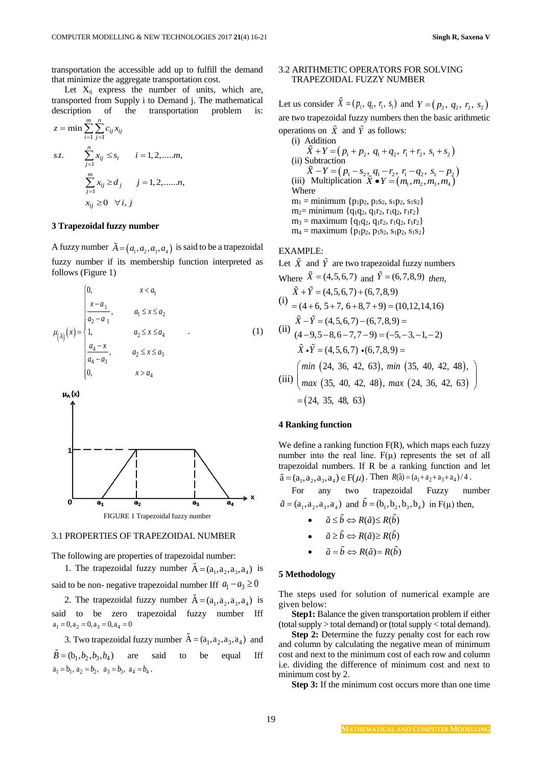transportation the accessible add up to fulfill the demand that minimize the aggregate transportation cost.

Let $X_{ij}$ express the number of units, which are, transported from Supply i to Demand j. The mathematical description of the transportation problem is:

$$z = \min \sum_{i=1}^{m} \sum_{j=1}^{n} c_{ij} x_{ij}$$

$$s.t. \quad \sum_{j=1}^{n} x_{ij} \le s_i \qquad i = 1,2,.....m,$$

$$\sum_{j=1}^{m} x_{ij} \ge d_j \qquad j = 1,2,......n,$$

$$x_{ij} \ge 0 \quad \forall i, j$$

## 3 Trapezoidal fuzzy number

A fuzzy number $\tilde{A} = (a_1, a_2, a_3, a_4)$ is said to be a trapezoidal fuzzy number if its membership function interpreted as follows (Figure 1)

$$\mu_{(\tilde{A})}(x) = \begin{cases} 0, & x < a_1 \\ \dfrac{x - a_1}{a_2 - a_1}, & a_1 \le x \le a_2 \\ 1, & a_2 \le x \le a_4 \\ \dfrac{a_4 - x}{a_4 - a_3}, & a_2 \le x \le a_3 \\ 0, & x > a_4 \end{cases} \quad . \tag{1}$$

FIGURE 1 Trapezoidal fuzzy number

### 3.1 PROPERTIES OF TRAPEZOIDAL NUMBER

The following are properties of trapezoidal number:

1. The trapezoidal fuzzy number $\tilde{A} = (a_1, a_2, a_3, a_4)$ is said to be non- negative trapezoidal number Iff $a_1 - a_3 \ge 0$

2. The trapezoidal fuzzy number $\tilde{A} = (a_1, a_2, a_3, a_4)$ is said to be zero trapezoidal fuzzy number Iff $a_1 = 0, a_2 = 0, a_3 = 0, a_4 = 0$

3. Two trapezoidal fuzzy number $\tilde{A} = (a_1, a_2, a_3, a_4)$ and $\tilde{B} = (b_1, b_2, b_3, b_4)$ are said to be equal Iff $a_1 = b_1,\ a_2 = b_2,\ a_3 = b_3,\ a_4 = b_4$.

### 3.2 ARITHMETIC OPERATORS FOR SOLVING TRAPEZOIDAL FUZZY NUMBER

Let us consider $\tilde{X} = (p_1, q_1, r_1, s_1)$ and $Y = (p_2, q_2, r_2, s_2)$ are two trapezoidal fuzzy numbers then the basic arithmetic operations on $\tilde{X}$ and $\tilde{Y}$ as follows:

(i) Addition

$$\tilde{X} + Y = (p_1 + p_2,\ q_1 + q_2,\ r_1 + r_2,\ s_1 + s_2)$$

(ii) Subtraction

$$\tilde{X} - Y = (p_1 - s_2,\ q_1 - r_2,\ r_1 - q_2,\ s_1 - p_2)$$

(iii) Multiplication $\tilde{X} \bullet Y = (m_1, m_2, m_3, m_4)$

Where

$m_1$ = minimum $\{p_1p_2, p_1s_2, s_1p_2, s_1s_2\}$

$m_2$ = minimum $\{q_1q_2, q_1r_2, r_1q_2, r_1r_2\}$

$m_3$ = maximum $\{q_1q_2, q_1r_2, r_1q_2, r_1r_2\}$

$m_4$ = maximum $\{p_1p_2, p_1s_2, s_1p_2, s_1s_2\}$

EXAMPLE:

Let $\tilde{X}$ and $\tilde{Y}$ are two trapezoidal fuzzy numbers

Where $\tilde{X} = (4,5,6,7)$ and $\tilde{Y} = (6,7,8,9)$ *then,*

(i)
$$\tilde{X} + \tilde{Y} = (4,5,6,7) + (6,7,8,9) = (4+6,\ 5+7,\ 6+8,7+9) = (10,12,14,16)$$

(ii)
$$\tilde{X} - \tilde{Y} = (4,5,6,7) - (6,7,8,9) = (4-9,5-8,6-7,7-6) = (-5,-3,-1,-2)$$

(iii)
$$\tilde{X} \bullet \tilde{Y} = (4,5,6,7) \bullet (6,7,8,9) = \begin{pmatrix} min\ (24,\ 36,\ 42,\ 63),\ min\ (35,\ 40,\ 42,\ 48), \\ max\ (35,\ 40,\ 42,\ 48),\ max\ (24,\ 36,\ 42,\ 63) \end{pmatrix} = (24,\ 35,\ 48,\ 63)$$

## 4 Ranking function

We define a ranking function F(R), which maps each fuzzy number into the real line. F(μ) represents the set of all trapezoidal numbers. If R be a ranking function and let $\tilde{a} = (a_1, a_2, a_3, a_4) \in F(\mu)$. Then $R(\tilde{a}) = (a_1 + a_2 + a_3 + a_4)/4$.

For any two trapezoidal Fuzzy number $\tilde{a} = (a_1, a_2, a_3, a_4)$ and $\tilde{b} = (b_1, b_2, b_3, b_4)$ in F(μ) then,

- $\tilde{a} \le \tilde{b} \Leftrightarrow R(\tilde{a}) \le R(\tilde{b})$
- $\tilde{a} \ge \tilde{b} \Leftrightarrow R(\tilde{a}) \ge R(\tilde{b})$
- $\tilde{a} = \tilde{b} \Leftrightarrow R(\tilde{a}) = R(\tilde{b})$

## 5 Methodology

The steps used for solution of numerical example are given below:

**Step1:** Balance the given transportation problem if either (total supply > total demand) or (total supply < total demand).

**Step 2:** Determine the fuzzy penalty cost for each row and column by calculating the negative mean of minimum cost and next to the minimum cost of each row and column i.e. dividing the difference of minimum cost and next to minimum cost by 2.

**Step 3:** If the minimum cost occurs more than one time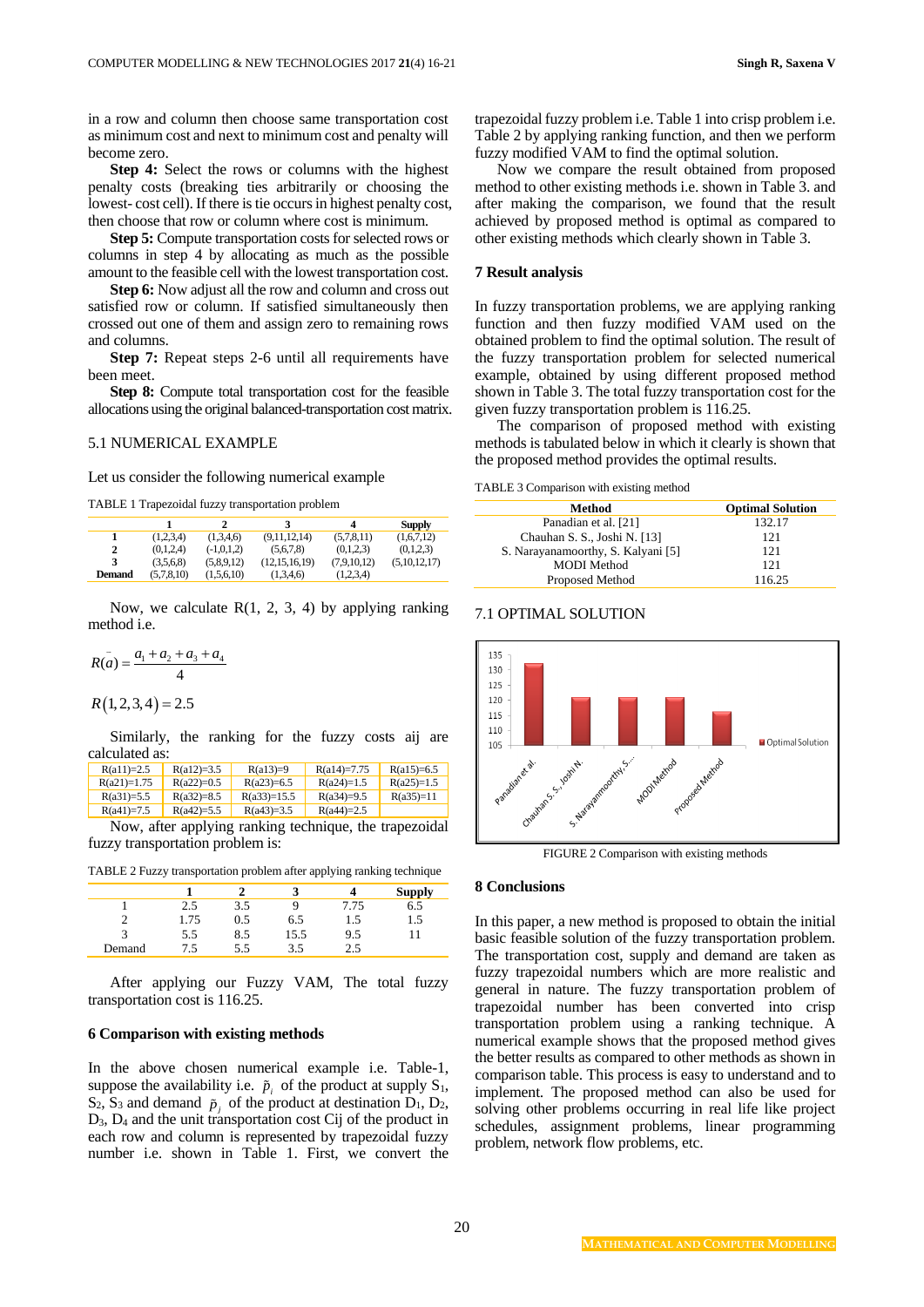in a row and column then choose same transportation cost as minimum cost and next to minimum cost and penalty will become zero.

**Step 4:** Select the rows or columns with the highest penalty costs (breaking ties arbitrarily or choosing the lowest- cost cell). If there is tie occurs in highest penalty cost, then choose that row or column where cost is minimum.

**Step 5:** Compute transportation costs for selected rows or columns in step 4 by allocating as much as the possible amount to the feasible cell with the lowest transportation cost.

**Step 6:** Now adjust all the row and column and cross out satisfied row or column. If satisfied simultaneously then crossed out one of them and assign zero to remaining rows and columns.

**Step 7:** Repeat steps 2-6 until all requirements have been meet.

**Step 8:** Compute total transportation cost for the feasible allocations using the original balanced-transportation cost matrix.

## 5.1 NUMERICAL EXAMPLE

Let us consider the following numerical example

TABLE 1 Trapezoidal fuzzy transportation problem

| | 1 | 2 | 3 | 4 | Supply |
|---|---|---|---|---|---|
| **1** | (1,2,3,4) | (1,3,4,6) | (9,11,12,14) | (5,7,8,11) | (1,6,7,12) |
| **2** | (0,1,2,4) | (-1,0,1,2) | (5,6,7,8) | (0,1,2,3) | (0,1,2,3) |
| **3** | (3,5,6,8) | (5,8,9,12) | (12,15,16,19) | (7,9,10,12) | (5,10,12,17) |
| **Demand** | (5,7,8,10) | (1,5,6,10) | (1,3,4,6) | (1,2,3,4) | |

Now, we calculate R(1, 2, 3, 4) by applying ranking method i.e.

$$R(\bar{a}) = \frac{a_1 + a_2 + a_3 + a_4}{4}$$

$$R(1,2,3,4) = 2.5$$

Similarly, the ranking for the fuzzy costs aij are calculated as:

| | | | | |
|---|---|---|---|---|
| R(a11)=2.5 | R(a12)=3.5 | R(a13)=9 | R(a14)=7.75 | R(a15)=6.5 |
| R(a21)=1.75 | R(a22)=0.5 | R(a23)=6.5 | R(a24)=1.5 | R(a25)=1.5 |
| R(a31)=5.5 | R(a32)=8.5 | R(a33)=15.5 | R(a34)=9.5 | R(a35)=11 |
| R(a41)=7.5 | R(a42)=5.5 | R(a43)=3.5 | R(a44)=2.5 | |

Now, after applying ranking technique, the trapezoidal fuzzy transportation problem is:

TABLE 2 Fuzzy transportation problem after applying ranking technique

| | 1 | 2 | 3 | 4 | Supply |
|---|---|---|---|---|---|
| 1 | 2.5 | 3.5 | 9 | 7.75 | 6.5 |
| 2 | 1.75 | 0.5 | 6.5 | 1.5 | 1.5 |
| 3 | 5.5 | 8.5 | 15.5 | 9.5 | 11 |
| Demand | 7.5 | 5.5 | 3.5 | 2.5 | |

After applying our Fuzzy VAM, The total fuzzy transportation cost is 116.25.

## 6 Comparison with existing methods

In the above chosen numerical example i.e. Table-1, suppose the availability i.e. $\tilde{p}_i$ of the product at supply $S_1$, $S_2$, $S_3$ and demand $\tilde{p}_j$ of the product at destination $D_1$, $D_2$, $D_3$, $D_4$ and the unit transportation cost Cij of the product in each row and column is represented by trapezoidal fuzzy number i.e. shown in Table 1. First, we convert the trapezoidal fuzzy problem i.e. Table 1 into crisp problem i.e. Table 2 by applying ranking function, and then we perform fuzzy modified VAM to find the optimal solution.

Now we compare the result obtained from proposed method to other existing methods i.e. shown in Table 3. and after making the comparison, we found that the result achieved by proposed method is optimal as compared to other existing methods which clearly shown in Table 3.

## 7 Result analysis

In fuzzy transportation problems, we are applying ranking function and then fuzzy modified VAM used on the obtained problem to find the optimal solution. The result of the fuzzy transportation problem for selected numerical example, obtained by using different proposed method shown in Table 3. The total fuzzy transportation cost for the given fuzzy transportation problem is 116.25.

The comparison of proposed method with existing methods is tabulated below in which it clearly is shown that the proposed method provides the optimal results.

TABLE 3 Comparison with existing method

| Method | Optimal Solution |
|---|---|
| Panadian et al. [21] | 132.17 |
| Chauhan S. S., Joshi N. [13] | 121 |
| S. Narayanamoorthy, S. Kalyani [5] | 121 |
| MODI Method | 121 |
| Proposed Method | 116.25 |

## 7.1 OPTIMAL SOLUTION

FIGURE 2 Comparison with existing methods

## 8 Conclusions

In this paper, a new method is proposed to obtain the initial basic feasible solution of the fuzzy transportation problem. The transportation cost, supply and demand are taken as fuzzy trapezoidal numbers which are more realistic and general in nature. The fuzzy transportation problem of trapezoidal number has been converted into crisp transportation problem using a ranking technique. A numerical example shows that the proposed method gives the better results as compared to other methods as shown in comparison table. This process is easy to understand and to implement. The proposed method can also be used for solving other problems occurring in real life like project schedules, assignment problems, linear programming problem, network flow problems, etc.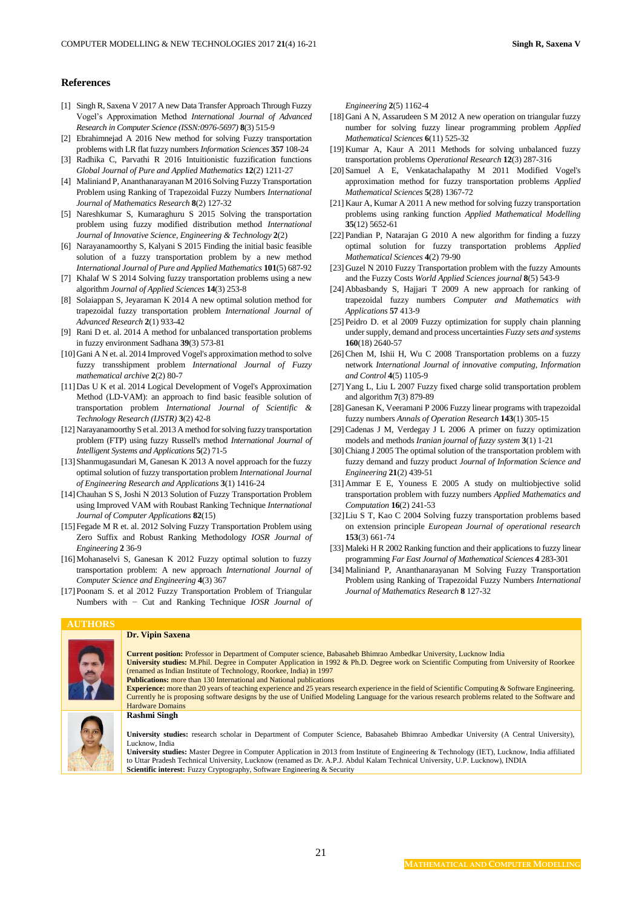## References

[1] Singh R, Saxena V 2017 A new Data Transfer Approach Through Fuzzy Vogel's Approximation Method *International Journal of Advanced Research in Computer Science (ISSN:0976-5697)* **8**(3) 515-9

[2] Ebrahimnejad A 2016 New method for solving Fuzzy transportation problems with LR flat fuzzy numbers *Information Sciences* **357** 108-24

[3] Radhika C, Parvathi R 2016 Intuitionistic fuzzification functions *Global Journal of Pure and Applied Mathematics* **12**(2) 1211-27

[4] Maliniand P, Ananthanarayanan M 2016 Solving Fuzzy Transportation Problem using Ranking of Trapezoidal Fuzzy Numbers *International Journal of Mathematics Research* **8**(2) 127-32

[5] Nareshkumar S, Kumaraghuru S 2015 Solving the transportation problem using fuzzy modified distribution method *International Journal of Innovative Science, Engineering & Technology* **2**(2)

[6] Narayanamoorthy S, Kalyani S 2015 Finding the initial basic feasible solution of a fuzzy transportation problem by a new method *International Journal of Pure and Applied Mathematics* **101**(5) 687-92

[7] Khalaf W S 2014 Solving fuzzy transportation problems using a new algorithm *Journal of Applied Sciences* **14**(3) 253-8

[8] Solaiappan S, Jeyaraman K 2014 A new optimal solution method for trapezoidal fuzzy transportation problem *International Journal of Advanced Research* **2**(1) 933-42

[9] Rani D et. al. 2014 A method for unbalanced transportation problems in fuzzy environment Sadhana **39**(3) 573-81

[10] Gani A N et. al. 2014 Improved Vogel's approximation method to solve fuzzy transshipment problem *International Journal of Fuzzy mathematical archive* **2**(2) 80-7

[11] Das U K et al. 2014 Logical Development of Vogel's Approximation Method (LD-VAM): an approach to find basic feasible solution of transportation problem *International Journal of Scientific & Technology Research (IJSTR)* **3**(2) 42-8

[12] Narayanamoorthy S et al. 2013 A method for solving fuzzy transportation problem (FTP) using fuzzy Russell's method *International Journal of Intelligent Systems and Applications* **5**(2) 71-5

[13] Shanmugasundari M, Ganesan K 2013 A novel approach for the fuzzy optimal solution of fuzzy transportation problem *International Journal of Engineering Research and Applications* **3**(1) 1416-24

[14] Chauhan S S, Joshi N 2013 Solution of Fuzzy Transportation Problem using Improved VAM with Roubast Ranking Technique *International Journal of Computer Applications* **82**(15)

[15] Fegade M R et. al. 2012 Solving Fuzzy Transportation Problem using Zero Suffix and Robust Ranking Methodology *IOSR Journal of Engineering* **2** 36-9

[16] Mohanaselvi S, Ganesan K 2012 Fuzzy optimal solution to fuzzy transportation problem: A new approach *International Journal of Computer Science and Engineering* **4**(3) 367

[17] Poonam S. et al 2012 Fuzzy Transportation Problem of Triangular Numbers with − Cut and Ranking Technique *IOSR Journal of Engineering* **2**(5) 1162-4

[18] Gani A N, Assarudeen S M 2012 A new operation on triangular fuzzy number for solving fuzzy linear programming problem *Applied Mathematical Sciences* **6**(11) 525-32

[19] Kumar A, Kaur A 2011 Methods for solving unbalanced fuzzy transportation problems *Operational Research* **12**(3) 287-316

[20] Samuel A E, Venkatachalapathy M 2011 Modified Vogel's approximation method for fuzzy transportation problems *Applied Mathematical Sciences* **5**(28) 1367-72

[21] Kaur A, Kumar A 2011 A new method for solving fuzzy transportation problems using ranking function *Applied Mathematical Modelling* **35**(12) 5652-61

[22] Pandian P, Natarajan G 2010 A new algorithm for finding a fuzzy optimal solution for fuzzy transportation problems *Applied Mathematical Sciences* **4**(2) 79-90

[23] Guzel N 2010 Fuzzy Transportation problem with the fuzzy Amounts and the Fuzzy Costs *World Applied Sciences journal* **8**(5) 543-9

[24] Abbasbandy S, Hajjari T 2009 A new approach for ranking of trapezoidal fuzzy numbers *Computer and Mathematics with Applications* **57** 413-9

[25] Peidro D. et al 2009 Fuzzy optimization for supply chain planning under supply, demand and process uncertainties *Fuzzy sets and systems* **160**(18) 2640-57

[26] Chen M, Ishii H, Wu C 2008 Transportation problems on a fuzzy network *International Journal of innovative computing, Information and Control* **4**(5) 1105-9

[27] Yang L, Liu L 2007 Fuzzy fixed charge solid transportation problem and algorithm **7**(3) 879-89

[28] Ganesan K, Veeramani P 2006 Fuzzy linear programs with trapezoidal fuzzy numbers *Annals of Operation Research* **143**(1) 305-15

[29] Cadenas J M, Verdegay J L 2006 A primer on fuzzy optimization models and methods *Iranian journal of fuzzy system* **3**(1) 1-21

[30] Chiang J 2005 The optimal solution of the transportation problem with fuzzy demand and fuzzy product *Journal of Information Science and Engineering* **21**(2) 439-51

[31] Ammar E E, Youness E 2005 A study on multiobjective solid transportation problem with fuzzy numbers *Applied Mathematics and Computation* **16**(2) 241-53

[32] Liu S T, Kao C 2004 Solving fuzzy transportation problems based on extension principle *European Journal of operational research* **153**(3) 661-74

[33] Maleki H R 2002 Ranking function and their applications to fuzzy linear programming *Far East Journal of Mathematical Sciences* **4** 283-301

[34] Maliniand P, Ananthanarayanan M Solving Fuzzy Transportation Problem using Ranking of Trapezoidal Fuzzy Numbers *International Journal of Mathematics Research* **8** 127-32

## AUTHORS

**Dr. Vipin Saxena**

**Current position:** Professor in Department of Computer science, Babasaheb Bhimrao Ambedkar University, Lucknow India
**University studies:** M.Phil. Degree in Computer Application in 1992 & Ph.D. Degree work on Scientific Computing from University of Roorkee (renamed as Indian Institute of Technology, Roorkee, India) in 1997
**Publications:** more than 130 International and National publications
**Experience:** more than 20 years of teaching experience and 25 years research experience in the field of Scientific Computing & Software Engineering. Currently he is proposing software designs by the use of Unified Modeling Language for the various research problems related to the Software and Hardware Domains

**Rashmi Singh**

**University studies:** research scholar in Department of Computer Science, Babasaheb Bhimrao Ambedkar University (A Central University), Lucknow, India
**University studies:** Master Degree in Computer Application in 2013 from Institute of Engineering & Technology (IET), Lucknow, India affiliated to Uttar Pradesh Technical University, Lucknow (renamed as Dr. A.P.J. Abdul Kalam Technical University, U.P. Lucknow), INDIA
**Scientific interest:** Fuzzy Cryptography, Software Engineering & Security